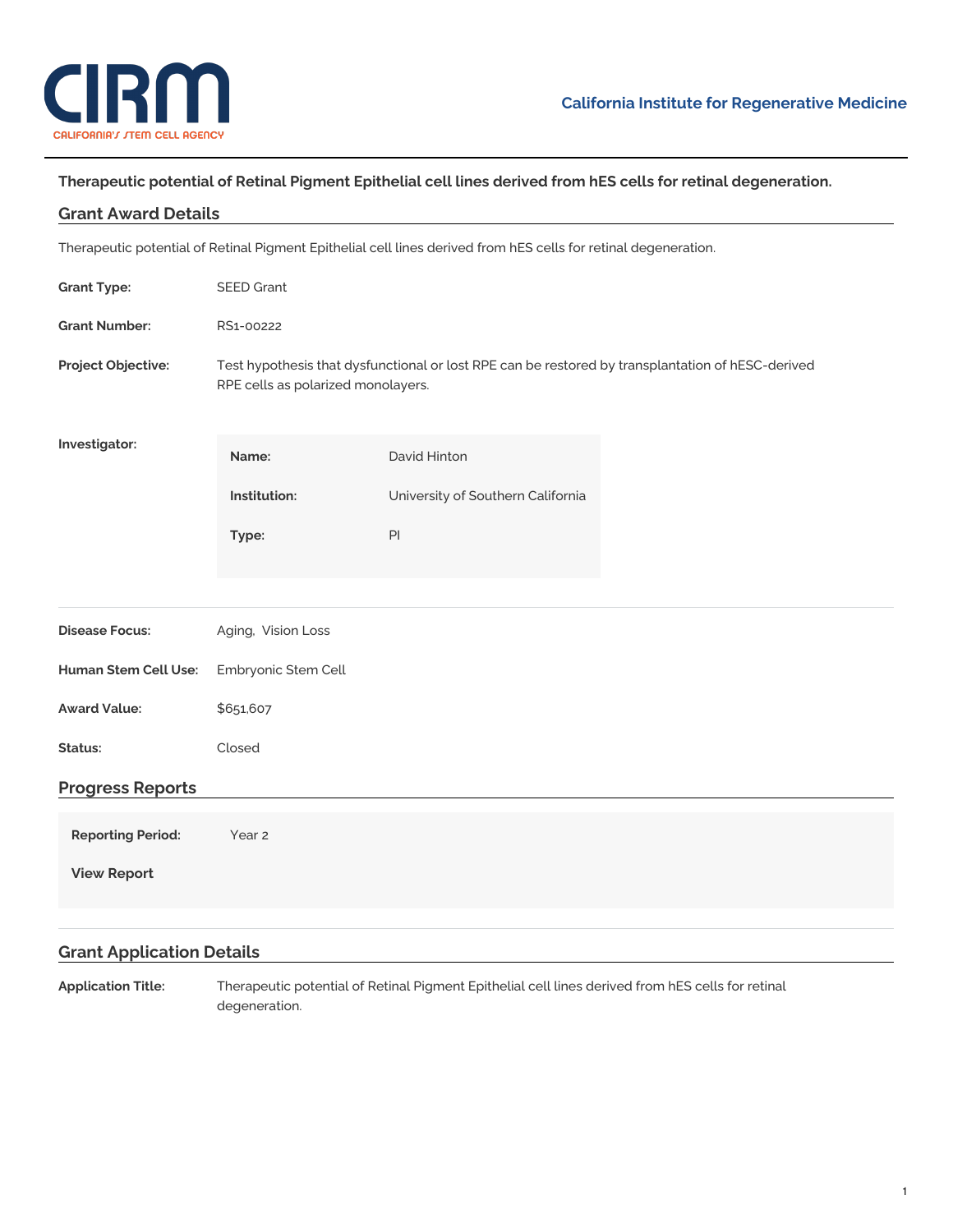California Institute for Regenerative Medicine

# Therapeutic potential of Retinal Pigment Epithelial cell lines derived from hES cells for retinal degeneration.

## Grant Award Details

Therapeutic potential of Retinal Pigment Epithelial cell lines derived from hES cells for retinal degeneration.

**Grant Type:** SEED Grant

**Grant Number:** RS1-00222

**Project Objective:** Test hypothesis that dysfunctional or lost RPE can be restored by transplantation of hESC-derived RPE cells as polarized monolayers.

**Investigator:**

| | |
|---|---|
| **Name:** | David Hinton |
| **Institution:** | University of Southern California |
| **Type:** | PI |

**Disease Focus:** Aging, Vision Loss

**Human Stem Cell Use:** Embryonic Stem Cell

**Award Value:** $651,607

**Status:** Closed

## Progress Reports

**Reporting Period:** Year 2

**View Report**

## Grant Application Details

**Application Title:** Therapeutic potential of Retinal Pigment Epithelial cell lines derived from hES cells for retinal degeneration.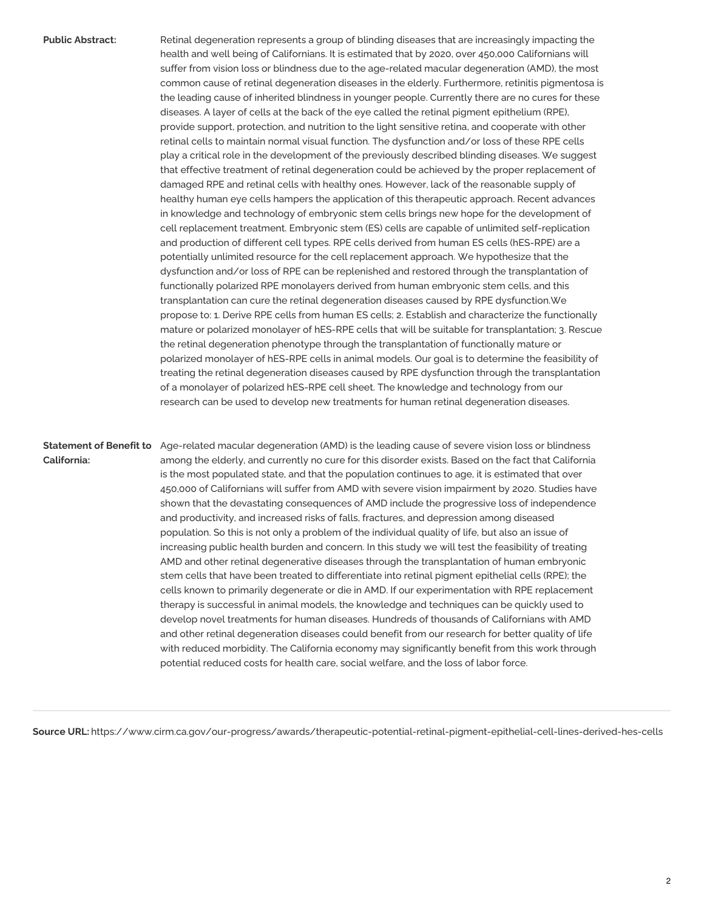**Public Abstract:**

Retinal degeneration represents a group of blinding diseases that are increasingly impacting the health and well being of Californians. It is estimated that by 2020, over 450,000 Californians will suffer from vision loss or blindness due to the age-related macular degeneration (AMD), the most common cause of retinal degeneration diseases in the elderly. Furthermore, retinitis pigmentosa is the leading cause of inherited blindness in younger people. Currently there are no cures for these diseases. A layer of cells at the back of the eye called the retinal pigment epithelium (RPE), provide support, protection, and nutrition to the light sensitive retina, and cooperate with other retinal cells to maintain normal visual function. The dysfunction and/or loss of these RPE cells play a critical role in the development of the previously described blinding diseases. We suggest that effective treatment of retinal degeneration could be achieved by the proper replacement of damaged RPE and retinal cells with healthy ones. However, lack of the reasonable supply of healthy human eye cells hampers the application of this therapeutic approach. Recent advances in knowledge and technology of embryonic stem cells brings new hope for the development of cell replacement treatment. Embryonic stem (ES) cells are capable of unlimited self-replication and production of different cell types. RPE cells derived from human ES cells (hES-RPE) are a potentially unlimited resource for the cell replacement approach. We hypothesize that the dysfunction and/or loss of RPE can be replenished and restored through the transplantation of functionally polarized RPE monolayers derived from human embryonic stem cells, and this transplantation can cure the retinal degeneration diseases caused by RPE dysfunction.We propose to: 1. Derive RPE cells from human ES cells; 2. Establish and characterize the functionally mature or polarized monolayer of hES-RPE cells that will be suitable for transplantation; 3. Rescue the retinal degeneration phenotype through the transplantation of functionally mature or polarized monolayer of hES-RPE cells in animal models. Our goal is to determine the feasibility of treating the retinal degeneration diseases caused by RPE dysfunction through the transplantation of a monolayer of polarized hES-RPE cell sheet. The knowledge and technology from our research can be used to develop new treatments for human retinal degeneration diseases.

**Statement of Benefit to California:**

Age-related macular degeneration (AMD) is the leading cause of severe vision loss or blindness among the elderly, and currently no cure for this disorder exists. Based on the fact that California is the most populated state, and that the population continues to age, it is estimated that over 450,000 of Californians will suffer from AMD with severe vision impairment by 2020. Studies have shown that the devastating consequences of AMD include the progressive loss of independence and productivity, and increased risks of falls, fractures, and depression among diseased population. So this is not only a problem of the individual quality of life, but also an issue of increasing public health burden and concern. In this study we will test the feasibility of treating AMD and other retinal degenerative diseases through the transplantation of human embryonic stem cells that have been treated to differentiate into retinal pigment epithelial cells (RPE); the cells known to primarily degenerate or die in AMD. If our experimentation with RPE replacement therapy is successful in animal models, the knowledge and techniques can be quickly used to develop novel treatments for human diseases. Hundreds of thousands of Californians with AMD and other retinal degeneration diseases could benefit from our research for better quality of life with reduced morbidity. The California economy may significantly benefit from this work through potential reduced costs for health care, social welfare, and the loss of labor force.

**Source URL:** https://www.cirm.ca.gov/our-progress/awards/therapeutic-potential-retinal-pigment-epithelial-cell-lines-derived-hes-cells